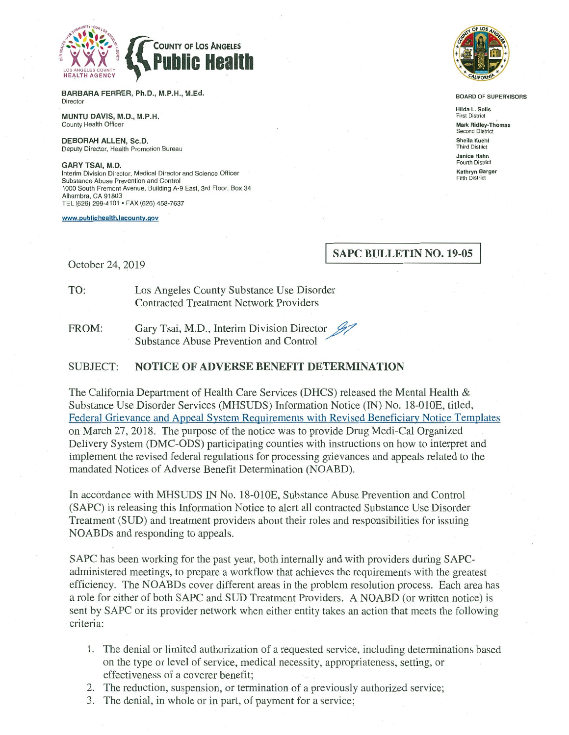COUNTY OF LOS ANGELES
**Public Health**

LOS ANGELES COUNTY HEALTH AGENCY

**BARBARA FERRER, Ph.D., M.P.H., M.Ed.**
Director

**MUNTU DAVIS, M.D., M.P.H.**
County Health Officer

**DEBORAH ALLEN, Sc.D.**
Deputy Director, Health Promotion Bureau

**GARY TSAI, M.D.**
Interim Division Director, Medical Director and Science Officer
Substance Abuse Prevention and Control
1000 South Fremont Avenue, Building A-9 East, 3rd Floor, Box 34
Alhambra, CA 91803
TEL (626) 299-4101 • FAX (626) 458-7637

www.publichealth.lacounty.gov

BOARD OF SUPERVISORS

**Hilda L. Solis**
First District
**Mark Ridley-Thomas**
Second District
**Sheila Kuehl**
Third District
**Janice Hahn**
Fourth District
**Kathryn Barger**
Fifth District

**SAPC BULLETIN NO. 19-05**

October 24, 2019

TO: Los Angeles County Substance Use Disorder Contracted Treatment Network Providers

FROM: Gary Tsai, M.D., Interim Division Director
Substance Abuse Prevention and Control

SUBJECT: **NOTICE OF ADVERSE BENEFIT DETERMINATION**

The California Department of Health Care Services (DHCS) released the Mental Health & Substance Use Disorder Services (MHSUDS) Information Notice (IN) No. 18-010E, titled, Federal Grievance and Appeal System Requirements with Revised Beneficiary Notice Templates on March 27, 2018. The purpose of the notice was to provide Drug Medi-Cal Organized Delivery System (DMC-ODS) participating counties with instructions on how to interpret and implement the revised federal regulations for processing grievances and appeals related to the mandated Notices of Adverse Benefit Determination (NOABD).

In accordance with MHSUDS IN No. 18-010E, Substance Abuse Prevention and Control (SAPC) is releasing this Information Notice to alert all contracted Substance Use Disorder Treatment (SUD) and treatment providers about their roles and responsibilities for issuing NOABDs and responding to appeals.

SAPC has been working for the past year, both internally and with providers during SAPC-administered meetings, to prepare a workflow that achieves the requirements with the greatest efficiency. The NOABDs cover different areas in the problem resolution process. Each area has a role for either of both SAPC and SUD Treatment Providers. A NOABD (or written notice) is sent by SAPC or its provider network when either entity takes an action that meets the following criteria:

1. The denial or limited authorization of a requested service, including determinations based on the type or level of service, medical necessity, appropriateness, setting, or effectiveness of a coverer benefit;
2. The reduction, suspension, or termination of a previously authorized service;
3. The denial, in whole or in part, of payment for a service;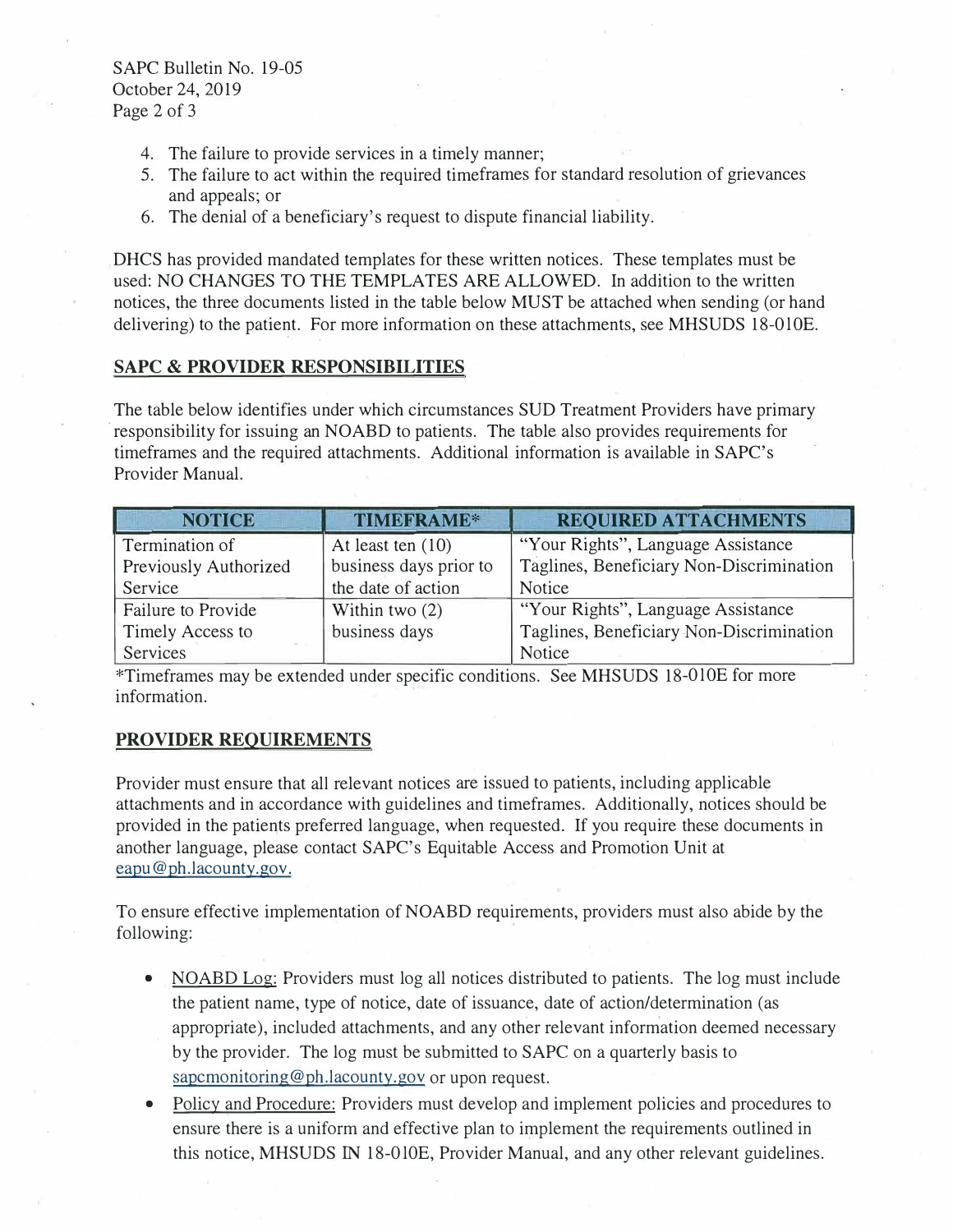4. The failure to provide services in a timely manner;
5. The failure to act within the required timeframes for standard resolution of grievances and appeals; or
6. The denial of a beneficiary's request to dispute financial liability.

DHCS has provided mandated templates for these written notices. These templates must be used: NO CHANGES TO THE TEMPLATES ARE ALLOWED. In addition to the written notices, the three documents listed in the table below MUST be attached when sending (or hand delivering) to the patient. For more information on these attachments, see MHSUDS 18-010E.

## SAPC & PROVIDER RESPONSIBILITIES

The table below identifies under which circumstances SUD Treatment Providers have primary responsibility for issuing an NOABD to patients. The table also provides requirements for timeframes and the required attachments. Additional information is available in SAPC's Provider Manual.

| NOTICE | TIMEFRAME* | REQUIRED ATTACHMENTS |
|---|---|---|
| Termination of Previously Authorized Service | At least ten (10) business days prior to the date of action | "Your Rights", Language Assistance Taglines, Beneficiary Non-Discrimination Notice |
| Failure to Provide Timely Access to Services | Within two (2) business days | "Your Rights", Language Assistance Taglines, Beneficiary Non-Discrimination Notice |

*Timeframes may be extended under specific conditions. See MHSUDS 18-010E for more information.

## PROVIDER REQUIREMENTS

Provider must ensure that all relevant notices are issued to patients, including applicable attachments and in accordance with guidelines and timeframes. Additionally, notices should be provided in the patients preferred language, when requested. If you require these documents in another language, please contact SAPC's Equitable Access and Promotion Unit at eapu@ph.lacounty.gov.

To ensure effective implementation of NOABD requirements, providers must also abide by the following:

- NOABD Log: Providers must log all notices distributed to patients. The log must include the patient name, type of notice, date of issuance, date of action/determination (as appropriate), included attachments, and any other relevant information deemed necessary by the provider. The log must be submitted to SAPC on a quarterly basis to sapcmonitoring@ph.lacounty.gov or upon request.
- Policy and Procedure: Providers must develop and implement policies and procedures to ensure there is a uniform and effective plan to implement the requirements outlined in this notice, MHSUDS IN 18-010E, Provider Manual, and any other relevant guidelines.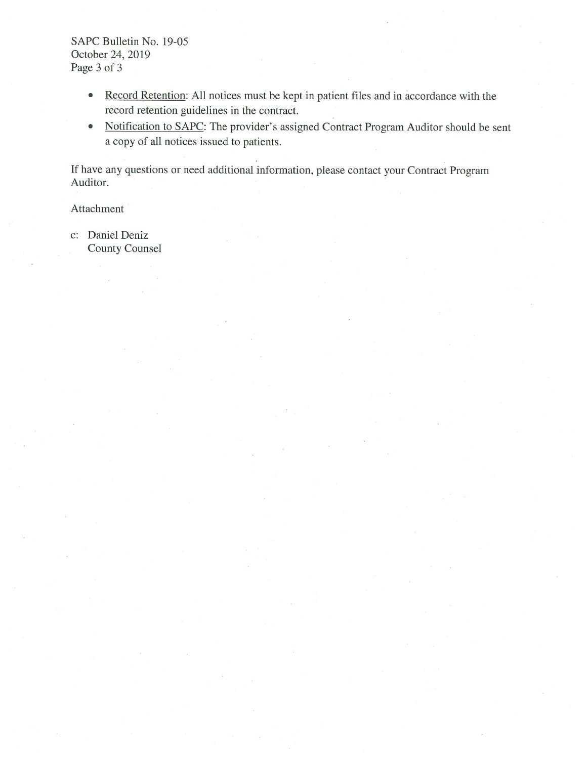- Record Retention: All notices must be kept in patient files and in accordance with the record retention guidelines in the contract.
- Notification to SAPC: The provider's assigned Contract Program Auditor should be sent a copy of all notices issued to patients.

If have any questions or need additional information, please contact your Contract Program Auditor.

Attachment

c: Daniel Deniz
   County Counsel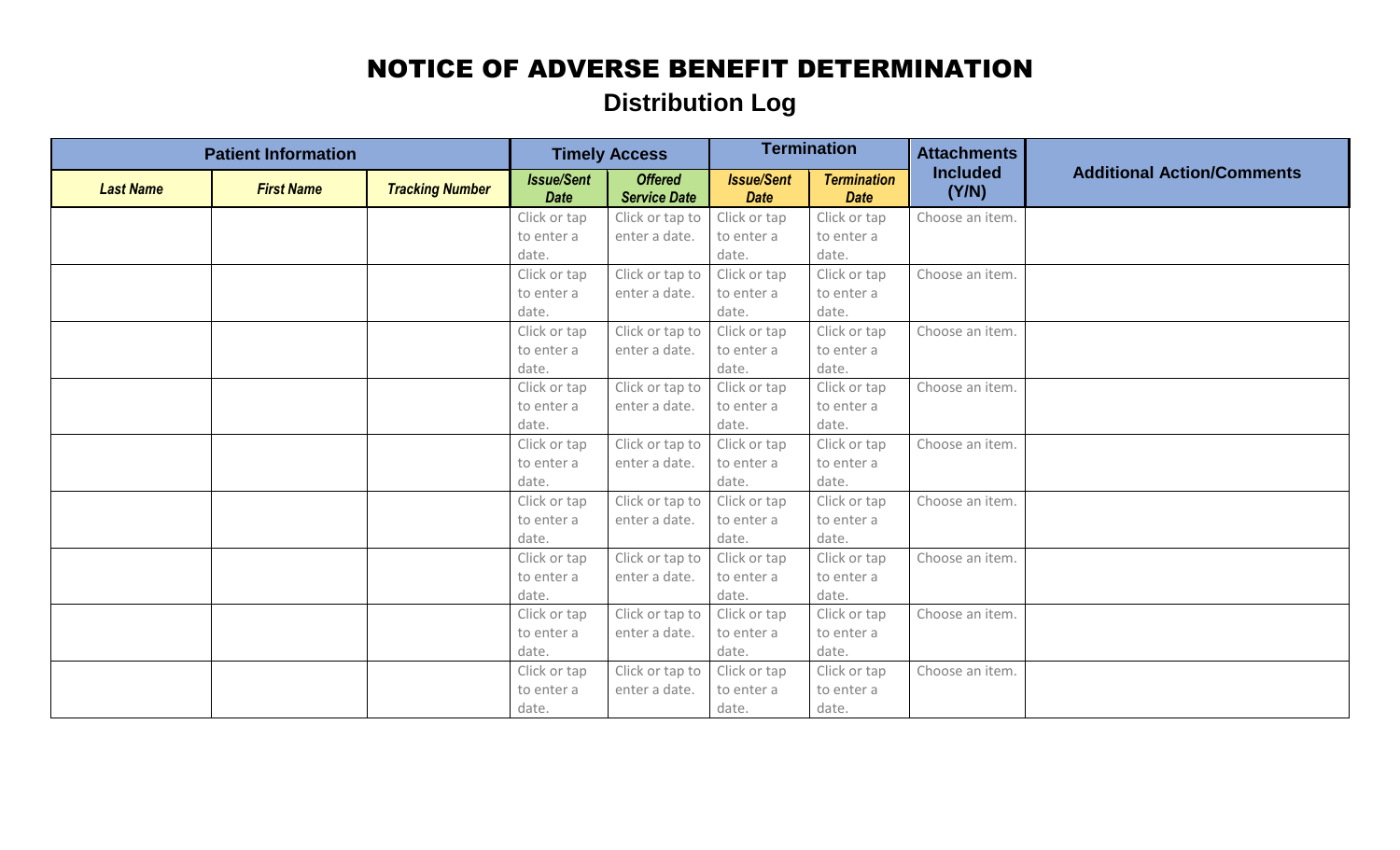# NOTICE OF ADVERSE BENEFIT DETERMINATION

## Distribution Log

| Patient Information | | | Timely Access | | Termination | | Attachments Included (Y/N) | Additional Action/Comments |
|---|---|---|---|---|---|---|---|---|
| ***Last Name*** | ***First Name*** | ***Tracking Number*** | ***Issue/Sent Date*** | ***Offered Service Date*** | ***Issue/Sent Date*** | ***Termination Date*** | | |
| | | | Click or tap to enter a date. | Click or tap to enter a date. | Click or tap to enter a date. | Click or tap to enter a date. | Choose an item. | |
| | | | Click or tap to enter a date. | Click or tap to enter a date. | Click or tap to enter a date. | Click or tap to enter a date. | Choose an item. | |
| | | | Click or tap to enter a date. | Click or tap to enter a date. | Click or tap to enter a date. | Click or tap to enter a date. | Choose an item. | |
| | | | Click or tap to enter a date. | Click or tap to enter a date. | Click or tap to enter a date. | Click or tap to enter a date. | Choose an item. | |
| | | | Click or tap to enter a date. | Click or tap to enter a date. | Click or tap to enter a date. | Click or tap to enter a date. | Choose an item. | |
| | | | Click or tap to enter a date. | Click or tap to enter a date. | Click or tap to enter a date. | Click or tap to enter a date. | Choose an item. | |
| | | | Click or tap to enter a date. | Click or tap to enter a date. | Click or tap to enter a date. | Click or tap to enter a date. | Choose an item. | |
| | | | Click or tap to enter a date. | Click or tap to enter a date. | Click or tap to enter a date. | Click or tap to enter a date. | Choose an item. | |
| | | | Click or tap to enter a date. | Click or tap to enter a date. | Click or tap to enter a date. | Click or tap to enter a date. | Choose an item. | |